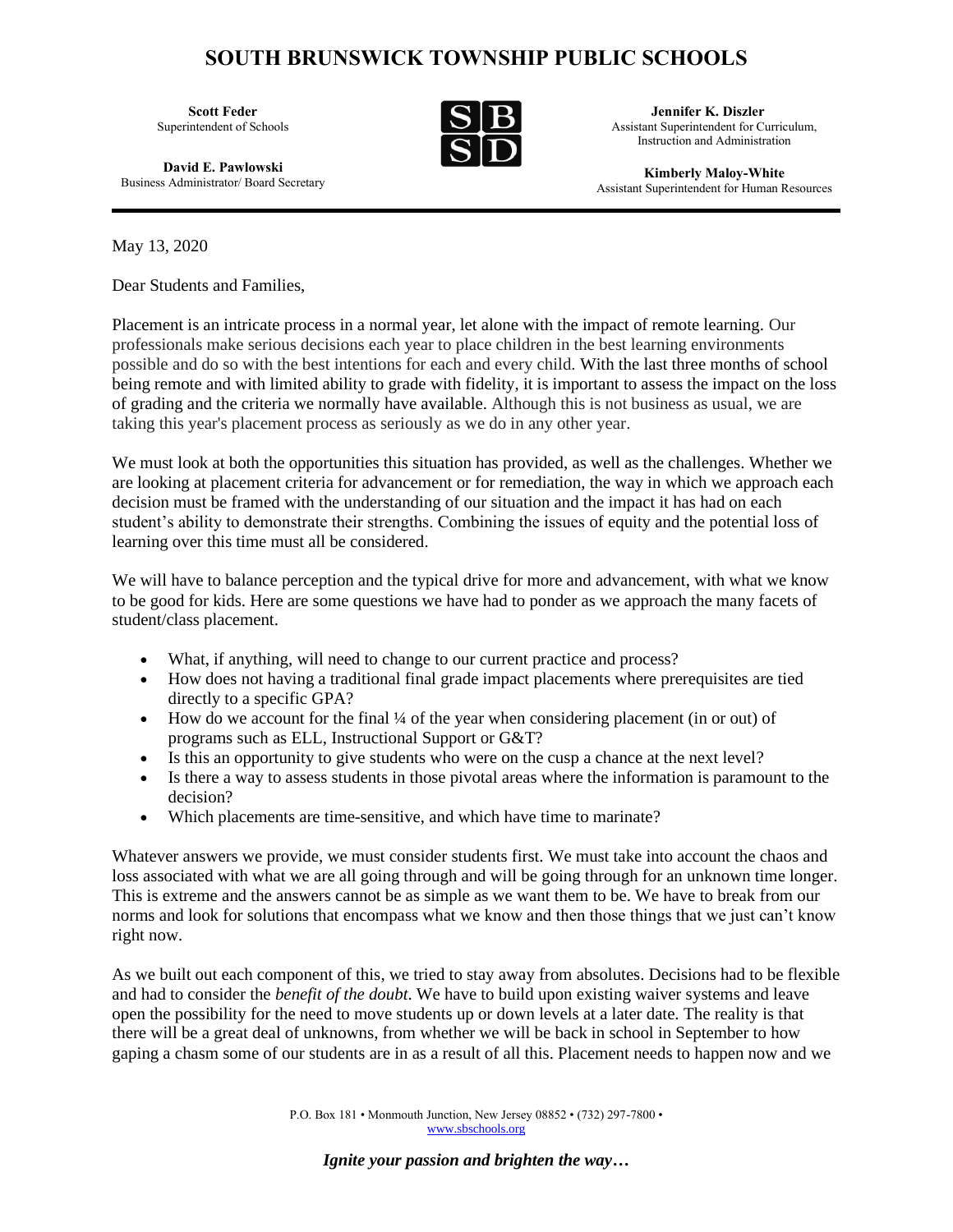# SOUTH BRUNSWICK TOWNSHIP PUBLIC SCHOOLS

**Scott Feder**
Superintendent of Schools

**David E. Pawlowski**
Business Administrator/ Board Secretary

**Jennifer K. Diszler**
Assistant Superintendent for Curriculum, Instruction and Administration

**Kimberly Maloy-White**
Assistant Superintendent for Human Resources

May 13, 2020

Dear Students and Families,

Placement is an intricate process in a normal year, let alone with the impact of remote learning. Our professionals make serious decisions each year to place children in the best learning environments possible and do so with the best intentions for each and every child. With the last three months of school being remote and with limited ability to grade with fidelity, it is important to assess the impact on the loss of grading and the criteria we normally have available. Although this is not business as usual, we are taking this year's placement process as seriously as we do in any other year.

We must look at both the opportunities this situation has provided, as well as the challenges. Whether we are looking at placement criteria for advancement or for remediation, the way in which we approach each decision must be framed with the understanding of our situation and the impact it has had on each student's ability to demonstrate their strengths. Combining the issues of equity and the potential loss of learning over this time must all be considered.

We will have to balance perception and the typical drive for more and advancement, with what we know to be good for kids. Here are some questions we have had to ponder as we approach the many facets of student/class placement.

- What, if anything, will need to change to our current practice and process?
- How does not having a traditional final grade impact placements where prerequisites are tied directly to a specific GPA?
- How do we account for the final ¼ of the year when considering placement (in or out) of programs such as ELL, Instructional Support or G&T?
- Is this an opportunity to give students who were on the cusp a chance at the next level?
- Is there a way to assess students in those pivotal areas where the information is paramount to the decision?
- Which placements are time-sensitive, and which have time to marinate?

Whatever answers we provide, we must consider students first. We must take into account the chaos and loss associated with what we are all going through and will be going through for an unknown time longer. This is extreme and the answers cannot be as simple as we want them to be. We have to break from our norms and look for solutions that encompass what we know and then those things that we just can't know right now.

As we built out each component of this, we tried to stay away from absolutes. Decisions had to be flexible and had to consider the *benefit of the doubt*. We have to build upon existing waiver systems and leave open the possibility for the need to move students up or down levels at a later date. The reality is that there will be a great deal of unknowns, from whether we will be back in school in September to how gaping a chasm some of our students are in as a result of all this. Placement needs to happen now and we

P.O. Box 181 • Monmouth Junction, New Jersey 08852 • (732) 297-7800 • www.sbschools.org

***Ignite your passion and brighten the way…***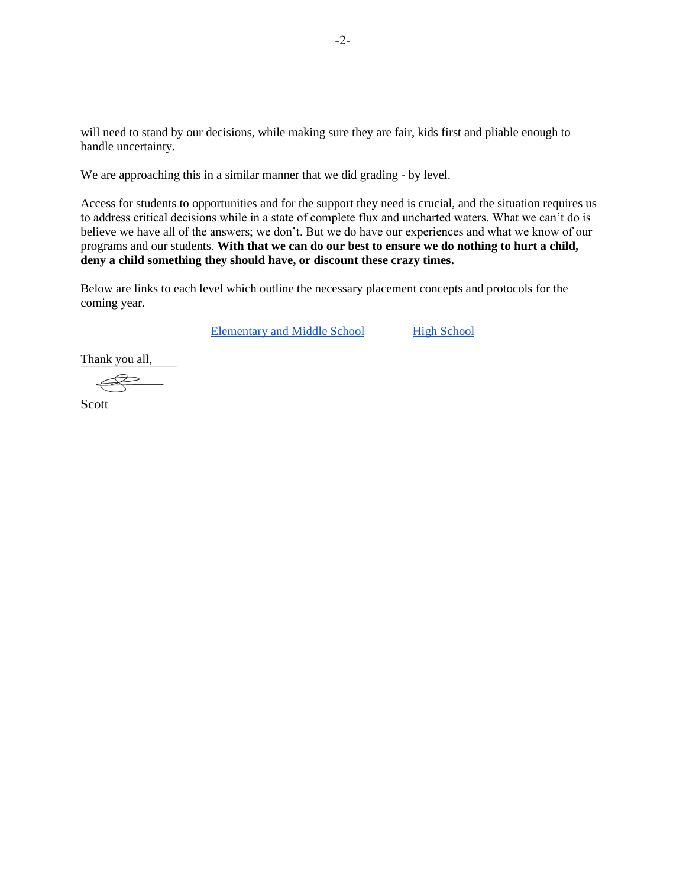will need to stand by our decisions, while making sure they are fair, kids first and pliable enough to handle uncertainty.

We are approaching this in a similar manner that we did grading - by level.

Access for students to opportunities and for the support they need is crucial, and the situation requires us to address critical decisions while in a state of complete flux and uncharted waters. What we can't do is believe we have all of the answers; we don't. But we do have our experiences and what we know of our programs and our students. **With that we can do our best to ensure we do nothing to hurt a child, deny a child something they should have, or discount these crazy times.**

Below are links to each level which outline the necessary placement concepts and protocols for the coming year.

Elementary and Middle School      High School

Thank you all,

Scott